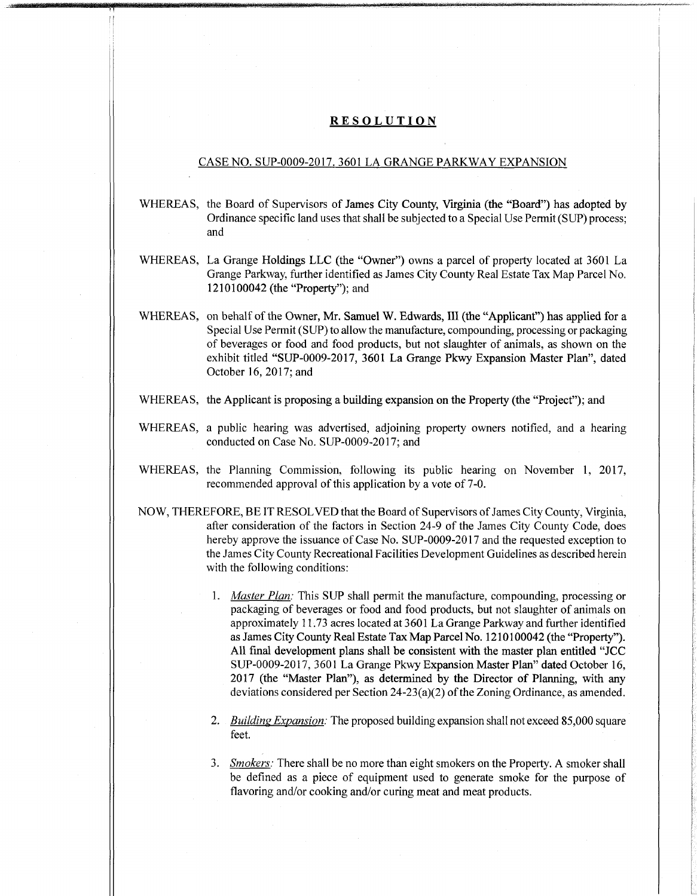# RESOLUTION

CASE NO. SUP-0009-2017. 3601 LA GRANGE PARKWAY EXPANSION

WHEREAS, the Board of Supervisors of James City County, Virginia (the "Board") has adopted by Ordinance specific land uses that shall be subjected to a Special Use Permit (SUP) process; and

WHEREAS, La Grange Holdings LLC (the "Owner") owns a parcel of property located at 3601 La Grange Parkway, further identified as James City County Real Estate Tax Map Parcel No. 1210100042 (the "Property"); and

WHEREAS, on behalf of the Owner, Mr. Samuel W. Edwards, III (the "Applicant") has applied for a Special Use Permit (SUP) to allow the manufacture, compounding, processing or packaging of beverages or food and food products, but not slaughter of animals, as shown on the exhibit titled "SUP-0009-2017, 3601 La Grange Pkwy Expansion Master Plan", dated October 16, 2017; and

WHEREAS, the Applicant is proposing a building expansion on the Property (the "Project"); and

WHEREAS, a public hearing was advertised, adjoining property owners notified, and a hearing conducted on Case No. SUP-0009-2017; and

WHEREAS, the Planning Commission, following its public hearing on November 1, 2017, recommended approval of this application by a vote of 7-0.

NOW, THEREFORE, BE IT RESOLVED that the Board of Supervisors of James City County, Virginia, after consideration of the factors in Section 24-9 of the James City County Code, does hereby approve the issuance of Case No. SUP-0009-2017 and the requested exception to the James City County Recreational Facilities Development Guidelines as described herein with the following conditions:

1. *Master Plan:* This SUP shall permit the manufacture, compounding, processing or packaging of beverages or food and food products, but not slaughter of animals on approximately 11.73 acres located at 3601 La Grange Parkway and further identified as James City County Real Estate Tax Map Parcel No. 1210100042 (the "Property"). All final development plans shall be consistent with the master plan entitled "JCC SUP-0009-2017, 3601 La Grange Pkwy Expansion Master Plan" dated October 16, 2017 (the "Master Plan"), as determined by the Director of Planning, with any deviations considered per Section 24-23(a)(2) of the Zoning Ordinance, as amended.

2. *Building Expansion:* The proposed building expansion shall not exceed 85,000 square feet.

3. *Smokers:* There shall be no more than eight smokers on the Property. A smoker shall be defined as a piece of equipment used to generate smoke for the purpose of flavoring and/or cooking and/or curing meat and meat products.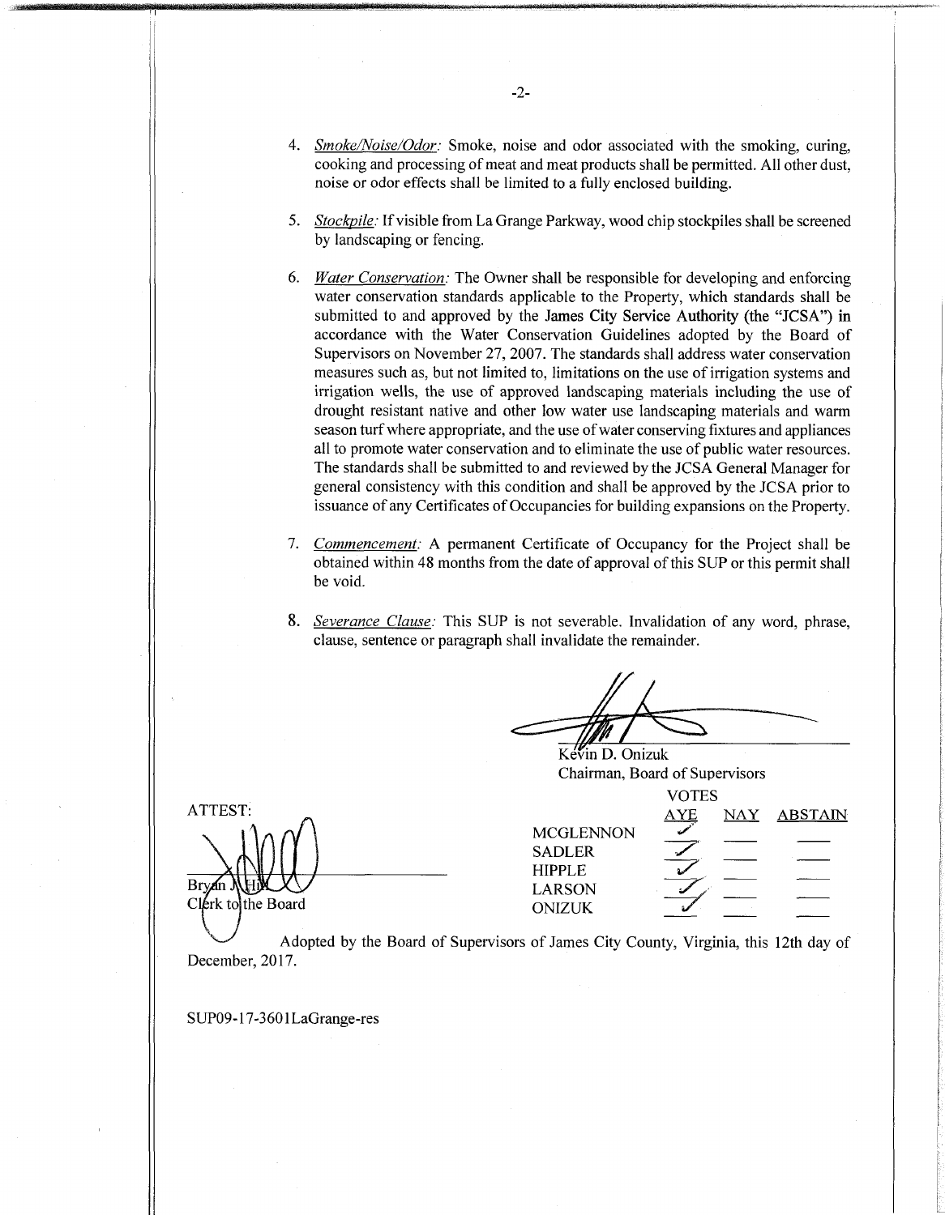4. *Smoke/Noise/Odor:* Smoke, noise and odor associated with the smoking, curing, cooking and processing of meat and meat products shall be permitted. All other dust, noise or odor effects shall be limited to a fully enclosed building.

5. *Stockpile:* If visible from La Grange Parkway, wood chip stockpiles shall be screened by landscaping or fencing.

6. *Water Conservation:* The Owner shall be responsible for developing and enforcing water conservation standards applicable to the Property, which standards shall be submitted to and approved by the James City Service Authority (the "JCSA") in accordance with the Water Conservation Guidelines adopted by the Board of Supervisors on November 27, 2007. The standards shall address water conservation measures such as, but not limited to, limitations on the use of irrigation systems and irrigation wells, the use of approved landscaping materials including the use of drought resistant native and other low water use landscaping materials and warm season turf where appropriate, and the use of water conserving fixtures and appliances all to promote water conservation and to eliminate the use of public water resources. The standards shall be submitted to and reviewed by the JCSA General Manager for general consistency with this condition and shall be approved by the JCSA prior to issuance of any Certificates of Occupancies for building expansions on the Property.

7. *Commencement:* A permanent Certificate of Occupancy for the Project shall be obtained within 48 months from the date of approval of this SUP or this permit shall be void.

8. *Severance Clause:* This SUP is not severable. Invalidation of any word, phrase, clause, sentence or paragraph shall invalidate the remainder.

Kevin D. Onizuk
Chairman, Board of Supervisors

ATTEST:

Bryan J. Hill
Clerk to the Board

| VOTES | AYE | NAY | ABSTAIN |
|---|---|---|---|
| MCGLENNON | ✓ | | |
| SADLER | ✓ | | |
| HIPPLE | ✓ | | |
| LARSON | ✓ | | |
| ONIZUK | ✓ | | |

Adopted by the Board of Supervisors of James City County, Virginia, this 12th day of December, 2017.

SUP09-17-3601LaGrange-res